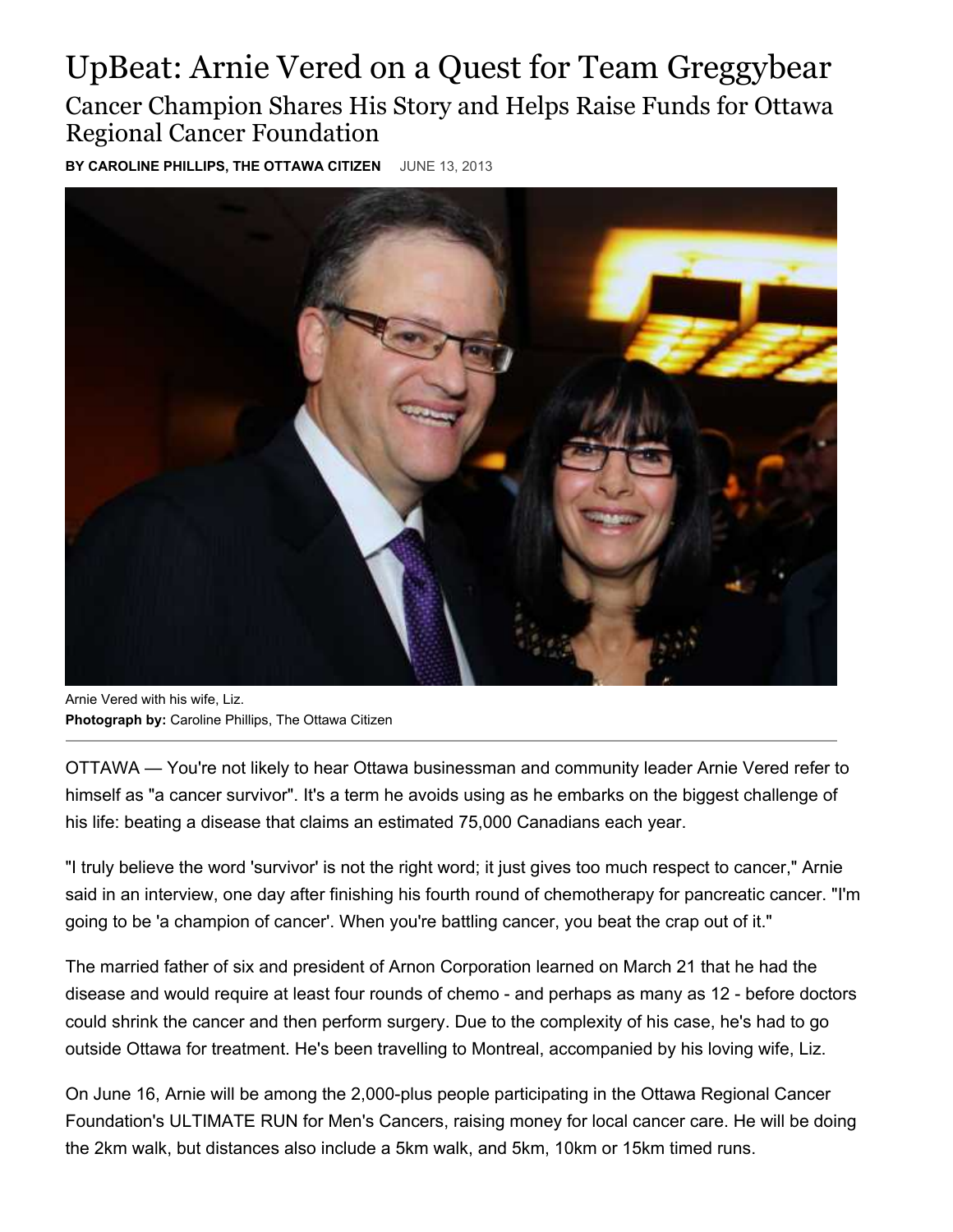# UpBeat: Arnie Vered on a Quest for Team Greggybear

## Cancer Champion Shares His Story and Helps Raise Funds for Ottawa Regional Cancer Foundation

**BY CAROLINE PHILLIPS, THE OTTAWA CITIZEN** JUNE 13, 2013

Arnie Vered with his wife, Liz.
**Photograph by:** Caroline Phillips, The Ottawa Citizen

OTTAWA — You're not likely to hear Ottawa businessman and community leader Arnie Vered refer to himself as "a cancer survivor". It's a term he avoids using as he embarks on the biggest challenge of his life: beating a disease that claims an estimated 75,000 Canadians each year.

"I truly believe the word 'survivor' is not the right word; it just gives too much respect to cancer," Arnie said in an interview, one day after finishing his fourth round of chemotherapy for pancreatic cancer. "I'm going to be 'a champion of cancer'. When you're battling cancer, you beat the crap out of it."

The married father of six and president of Arnon Corporation learned on March 21 that he had the disease and would require at least four rounds of chemo - and perhaps as many as 12 - before doctors could shrink the cancer and then perform surgery. Due to the complexity of his case, he's had to go outside Ottawa for treatment. He's been travelling to Montreal, accompanied by his loving wife, Liz.

On June 16, Arnie will be among the 2,000-plus people participating in the Ottawa Regional Cancer Foundation's ULTIMATE RUN for Men's Cancers, raising money for local cancer care. He will be doing the 2km walk, but distances also include a 5km walk, and 5km, 10km or 15km timed runs.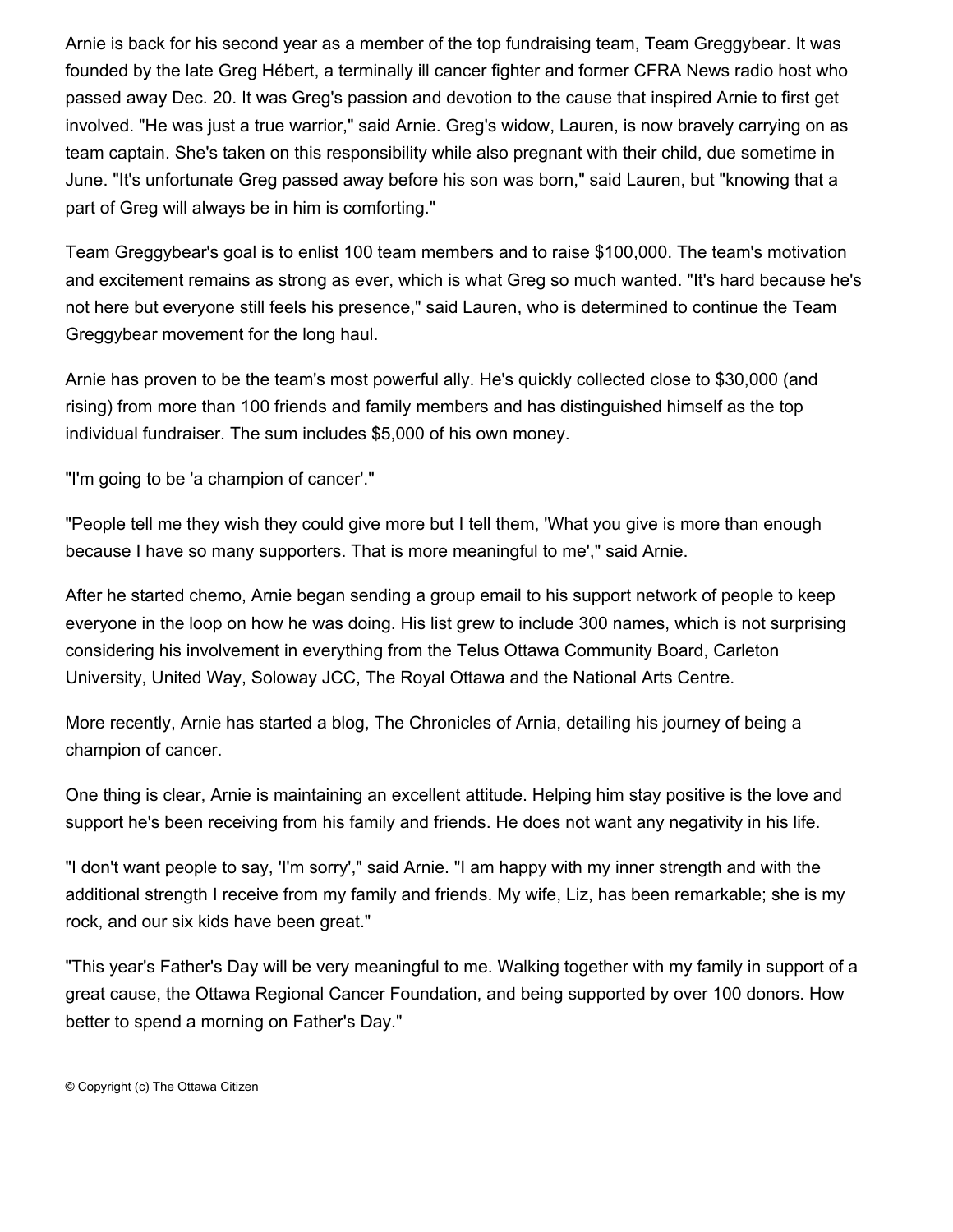Arnie is back for his second year as a member of the top fundraising team, Team Greggybear. It was founded by the late Greg Hébert, a terminally ill cancer fighter and former CFRA News radio host who passed away Dec. 20. It was Greg's passion and devotion to the cause that inspired Arnie to first get involved. "He was just a true warrior," said Arnie. Greg's widow, Lauren, is now bravely carrying on as team captain. She's taken on this responsibility while also pregnant with their child, due sometime in June. "It's unfortunate Greg passed away before his son was born," said Lauren, but "knowing that a part of Greg will always be in him is comforting."

Team Greggybear's goal is to enlist 100 team members and to raise $100,000. The team's motivation and excitement remains as strong as ever, which is what Greg so much wanted. "It's hard because he's not here but everyone still feels his presence," said Lauren, who is determined to continue the Team Greggybear movement for the long haul.

Arnie has proven to be the team's most powerful ally. He's quickly collected close to $30,000 (and rising) from more than 100 friends and family members and has distinguished himself as the top individual fundraiser. The sum includes $5,000 of his own money.

"I'm going to be 'a champion of cancer'."

"People tell me they wish they could give more but I tell them, 'What you give is more than enough because I have so many supporters. That is more meaningful to me'," said Arnie.

After he started chemo, Arnie began sending a group email to his support network of people to keep everyone in the loop on how he was doing. His list grew to include 300 names, which is not surprising considering his involvement in everything from the Telus Ottawa Community Board, Carleton University, United Way, Soloway JCC, The Royal Ottawa and the National Arts Centre.

More recently, Arnie has started a blog, The Chronicles of Arnia, detailing his journey of being a champion of cancer.

One thing is clear, Arnie is maintaining an excellent attitude. Helping him stay positive is the love and support he's been receiving from his family and friends. He does not want any negativity in his life.

"I don't want people to say, 'I'm sorry'," said Arnie. "I am happy with my inner strength and with the additional strength I receive from my family and friends. My wife, Liz, has been remarkable; she is my rock, and our six kids have been great."

"This year's Father's Day will be very meaningful to me. Walking together with my family in support of a great cause, the Ottawa Regional Cancer Foundation, and being supported by over 100 donors. How better to spend a morning on Father's Day."

© Copyright (c) The Ottawa Citizen